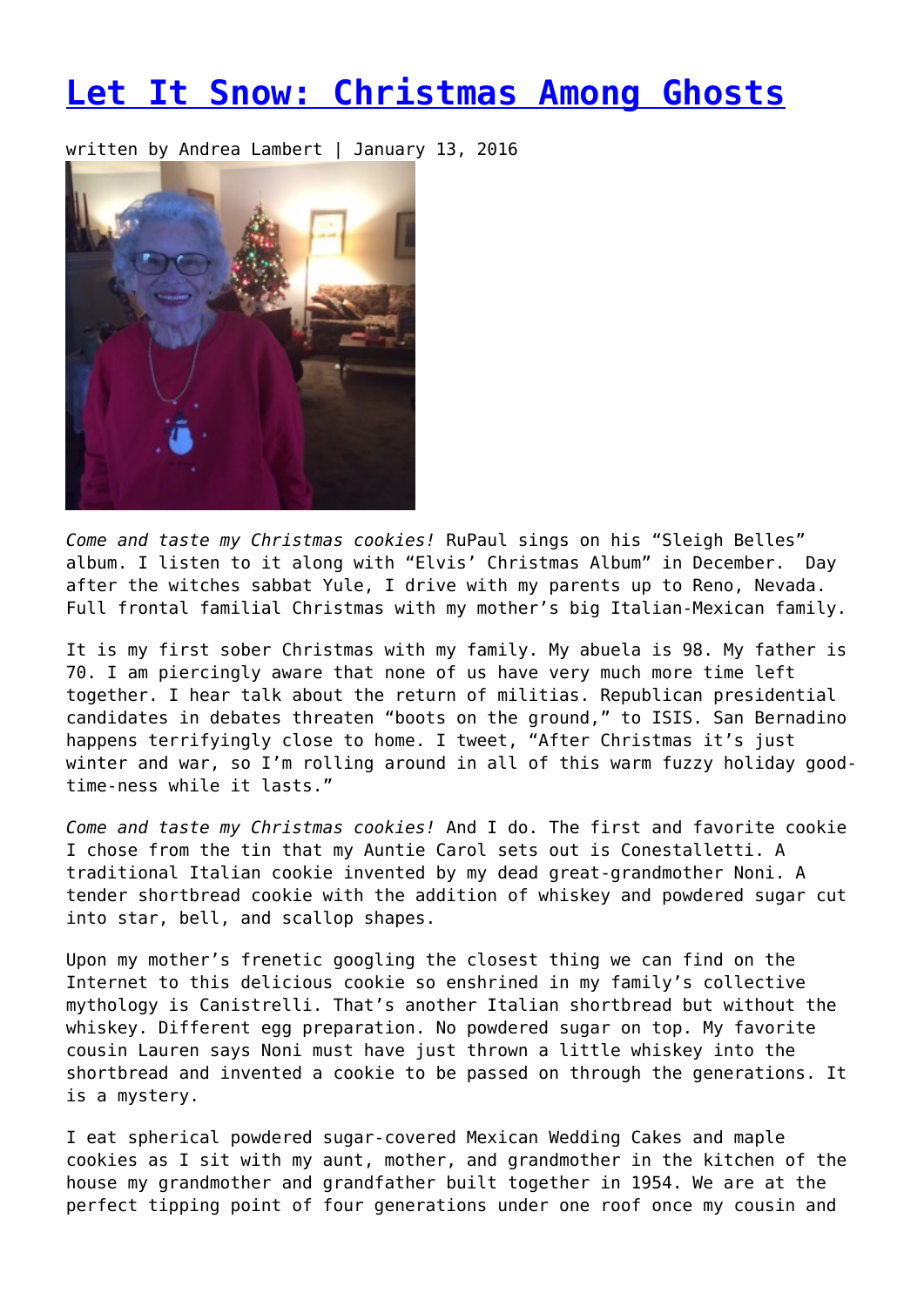# [Let It Snow: Christmas Among Ghosts]

written by Andrea Lambert | January 13, 2016

*Come and taste my Christmas cookies!* RuPaul sings on his "Sleigh Belles" album. I listen to it along with "Elvis' Christmas Album" in December. Day after the witches sabbat Yule, I drive with my parents up to Reno, Nevada. Full frontal familial Christmas with my mother's big Italian-Mexican family.

It is my first sober Christmas with my family. My abuela is 98. My father is 70. I am piercingly aware that none of us have very much more time left together. I hear talk about the return of militias. Republican presidential candidates in debates threaten "boots on the ground," to ISIS. San Bernadino happens terrifyingly close to home. I tweet, "After Christmas it's just winter and war, so I'm rolling around in all of this warm fuzzy holiday good-time-ness while it lasts."

*Come and taste my Christmas cookies!* And I do. The first and favorite cookie I chose from the tin that my Auntie Carol sets out is Conestalletti. A traditional Italian cookie invented by my dead great-grandmother Noni. A tender shortbread cookie with the addition of whiskey and powdered sugar cut into star, bell, and scallop shapes.

Upon my mother's frenetic googling the closest thing we can find on the Internet to this delicious cookie so enshrined in my family's collective mythology is Canistrelli. That's another Italian shortbread but without the whiskey. Different egg preparation. No powdered sugar on top. My favorite cousin Lauren says Noni must have just thrown a little whiskey into the shortbread and invented a cookie to be passed on through the generations. It is a mystery.

I eat spherical powdered sugar-covered Mexican Wedding Cakes and maple cookies as I sit with my aunt, mother, and grandmother in the kitchen of the house my grandmother and grandfather built together in 1954. We are at the perfect tipping point of four generations under one roof once my cousin and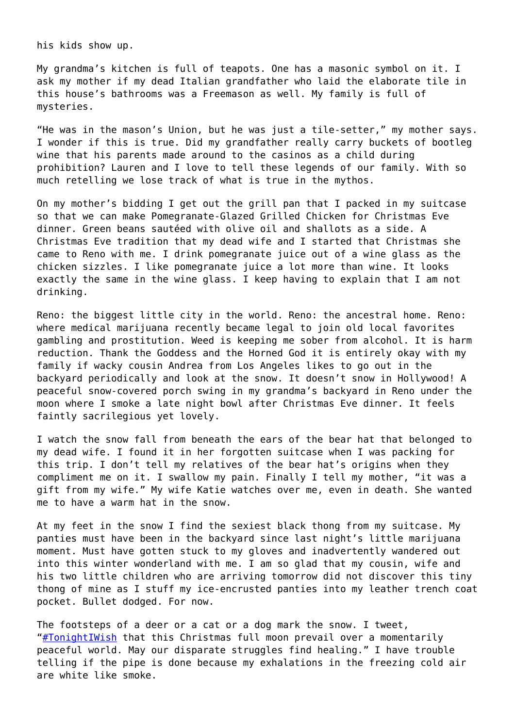his kids show up.

My grandma's kitchen is full of teapots. One has a masonic symbol on it. I ask my mother if my dead Italian grandfather who laid the elaborate tile in this house's bathrooms was a Freemason as well. My family is full of mysteries.

"He was in the mason's Union, but he was just a tile-setter," my mother says. I wonder if this is true. Did my grandfather really carry buckets of bootleg wine that his parents made around to the casinos as a child during prohibition? Lauren and I love to tell these legends of our family. With so much retelling we lose track of what is true in the mythos.

On my mother's bidding I get out the grill pan that I packed in my suitcase so that we can make Pomegranate-Glazed Grilled Chicken for Christmas Eve dinner. Green beans sautéed with olive oil and shallots as a side. A Christmas Eve tradition that my dead wife and I started that Christmas she came to Reno with me. I drink pomegranate juice out of a wine glass as the chicken sizzles. I like pomegranate juice a lot more than wine. It looks exactly the same in the wine glass. I keep having to explain that I am not drinking.

Reno: the biggest little city in the world. Reno: the ancestral home. Reno: where medical marijuana recently became legal to join old local favorites gambling and prostitution. Weed is keeping me sober from alcohol. It is harm reduction. Thank the Goddess and the Horned God it is entirely okay with my family if wacky cousin Andrea from Los Angeles likes to go out in the backyard periodically and look at the snow. It doesn't snow in Hollywood! A peaceful snow-covered porch swing in my grandma's backyard in Reno under the moon where I smoke a late night bowl after Christmas Eve dinner. It feels faintly sacrilegious yet lovely.

I watch the snow fall from beneath the ears of the bear hat that belonged to my dead wife. I found it in her forgotten suitcase when I was packing for this trip. I don't tell my relatives of the bear hat's origins when they compliment me on it. I swallow my pain. Finally I tell my mother, "it was a gift from my wife." My wife Katie watches over me, even in death. She wanted me to have a warm hat in the snow.

At my feet in the snow I find the sexiest black thong from my suitcase. My panties must have been in the backyard since last night's little marijuana moment. Must have gotten stuck to my gloves and inadvertently wandered out into this winter wonderland with me. I am so glad that my cousin, wife and his two little children who are arriving tomorrow did not discover this tiny thong of mine as I stuff my ice-encrusted panties into my leather trench coat pocket. Bullet dodged. For now.

The footsteps of a deer or a cat or a dog mark the snow. I tweet, "#TonightIWish that this Christmas full moon prevail over a momentarily peaceful world. May our disparate struggles find healing." I have trouble telling if the pipe is done because my exhalations in the freezing cold air are white like smoke.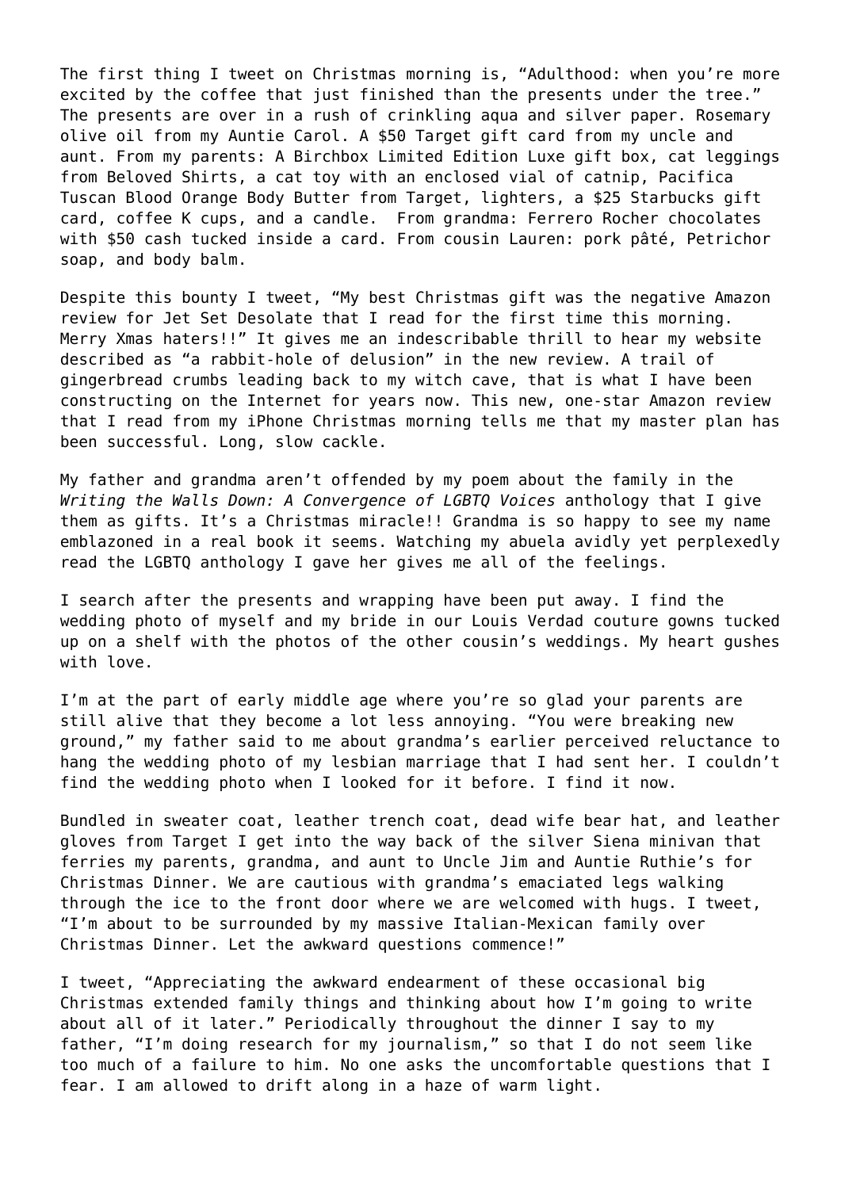The first thing I tweet on Christmas morning is, “Adulthood: when you’re more excited by the coffee that just finished than the presents under the tree.” The presents are over in a rush of crinkling aqua and silver paper. Rosemary olive oil from my Auntie Carol. A $50 Target gift card from my uncle and aunt. From my parents: A Birchbox Limited Edition Luxe gift box, cat leggings from Beloved Shirts, a cat toy with an enclosed vial of catnip, Pacifica Tuscan Blood Orange Body Butter from Target, lighters, a $25 Starbucks gift card, coffee K cups, and a candle.  From grandma: Ferrero Rocher chocolates with $50 cash tucked inside a card. From cousin Lauren: pork pâté, Petrichor soap, and body balm.

Despite this bounty I tweet, “My best Christmas gift was the negative Amazon review for Jet Set Desolate that I read for the first time this morning. Merry Xmas haters!!” It gives me an indescribable thrill to hear my website described as “a rabbit-hole of delusion” in the new review. A trail of gingerbread crumbs leading back to my witch cave, that is what I have been constructing on the Internet for years now. This new, one-star Amazon review that I read from my iPhone Christmas morning tells me that my master plan has been successful. Long, slow cackle.

My father and grandma aren’t offended by my poem about the family in the *Writing the Walls Down: A Convergence of LGBTQ Voices* anthology that I give them as gifts. It’s a Christmas miracle!! Grandma is so happy to see my name emblazoned in a real book it seems. Watching my abuela avidly yet perplexedly read the LGBTQ anthology I gave her gives me all of the feelings.

I search after the presents and wrapping have been put away. I find the wedding photo of myself and my bride in our Louis Verdad couture gowns tucked up on a shelf with the photos of the other cousin’s weddings. My heart gushes with love.

I’m at the part of early middle age where you’re so glad your parents are still alive that they become a lot less annoying. “You were breaking new ground,” my father said to me about grandma’s earlier perceived reluctance to hang the wedding photo of my lesbian marriage that I had sent her. I couldn’t find the wedding photo when I looked for it before. I find it now.

Bundled in sweater coat, leather trench coat, dead wife bear hat, and leather gloves from Target I get into the way back of the silver Siena minivan that ferries my parents, grandma, and aunt to Uncle Jim and Auntie Ruthie’s for Christmas Dinner. We are cautious with grandma’s emaciated legs walking through the ice to the front door where we are welcomed with hugs. I tweet, “I’m about to be surrounded by my massive Italian-Mexican family over Christmas Dinner. Let the awkward questions commence!”

I tweet, “Appreciating the awkward endearment of these occasional big Christmas extended family things and thinking about how I’m going to write about all of it later.” Periodically throughout the dinner I say to my father, “I’m doing research for my journalism,” so that I do not seem like too much of a failure to him. No one asks the uncomfortable questions that I fear. I am allowed to drift along in a haze of warm light.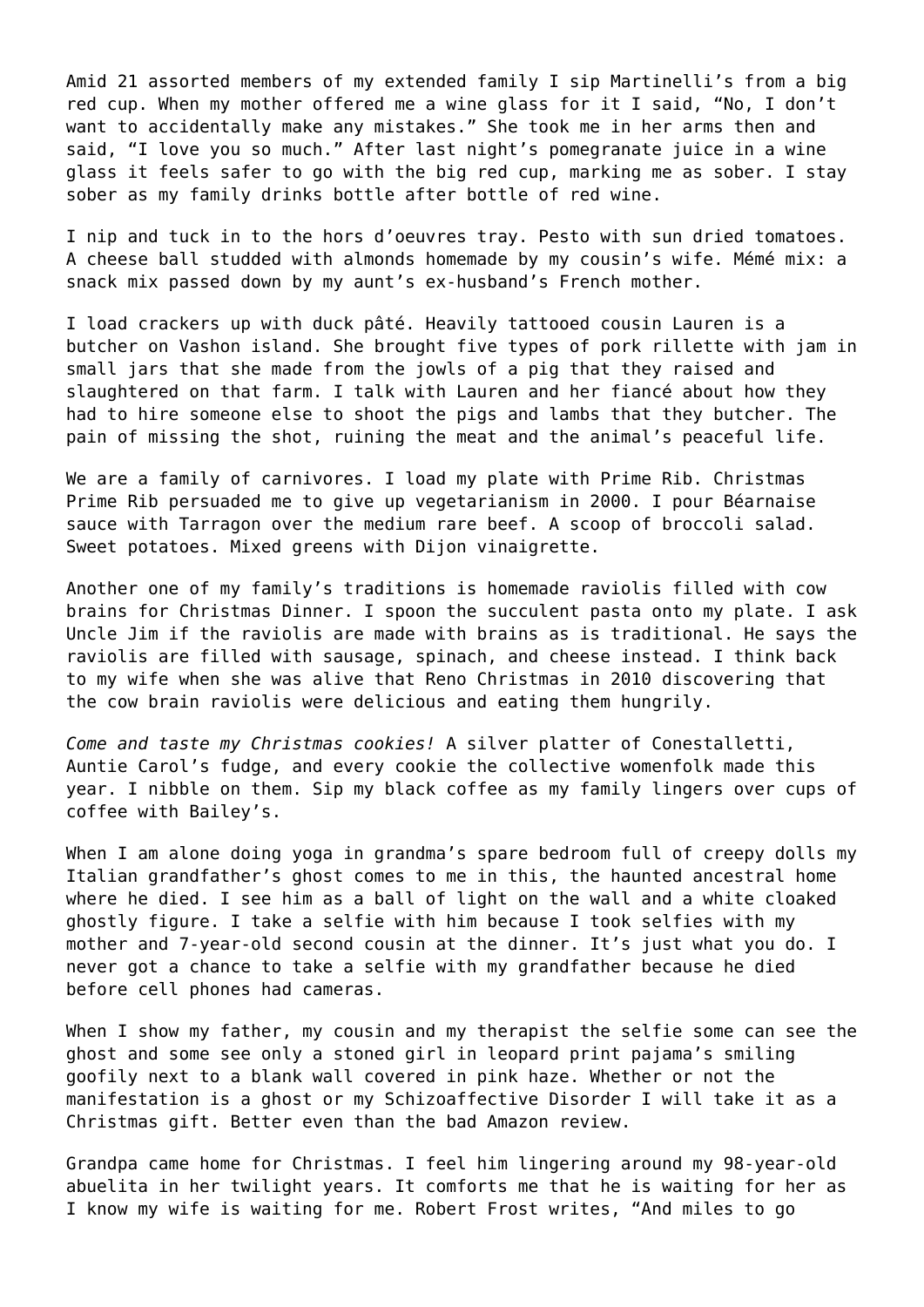Amid 21 assorted members of my extended family I sip Martinelli's from a big red cup. When my mother offered me a wine glass for it I said, "No, I don't want to accidentally make any mistakes." She took me in her arms then and said, "I love you so much." After last night's pomegranate juice in a wine glass it feels safer to go with the big red cup, marking me as sober. I stay sober as my family drinks bottle after bottle of red wine.

I nip and tuck in to the hors d'oeuvres tray. Pesto with sun dried tomatoes. A cheese ball studded with almonds homemade by my cousin's wife. Mémé mix: a snack mix passed down by my aunt's ex-husband's French mother.

I load crackers up with duck pâté. Heavily tattooed cousin Lauren is a butcher on Vashon island. She brought five types of pork rillette with jam in small jars that she made from the jowls of a pig that they raised and slaughtered on that farm. I talk with Lauren and her fiancé about how they had to hire someone else to shoot the pigs and lambs that they butcher. The pain of missing the shot, ruining the meat and the animal's peaceful life.

We are a family of carnivores. I load my plate with Prime Rib. Christmas Prime Rib persuaded me to give up vegetarianism in 2000. I pour Béarnaise sauce with Tarragon over the medium rare beef. A scoop of broccoli salad. Sweet potatoes. Mixed greens with Dijon vinaigrette.

Another one of my family's traditions is homemade raviolis filled with cow brains for Christmas Dinner. I spoon the succulent pasta onto my plate. I ask Uncle Jim if the raviolis are made with brains as is traditional. He says the raviolis are filled with sausage, spinach, and cheese instead. I think back to my wife when she was alive that Reno Christmas in 2010 discovering that the cow brain raviolis were delicious and eating them hungrily.

*Come and taste my Christmas cookies!* A silver platter of Conestalletti, Auntie Carol's fudge, and every cookie the collective womenfolk made this year. I nibble on them. Sip my black coffee as my family lingers over cups of coffee with Bailey's.

When I am alone doing yoga in grandma's spare bedroom full of creepy dolls my Italian grandfather's ghost comes to me in this, the haunted ancestral home where he died. I see him as a ball of light on the wall and a white cloaked ghostly figure. I take a selfie with him because I took selfies with my mother and 7-year-old second cousin at the dinner. It's just what you do. I never got a chance to take a selfie with my grandfather because he died before cell phones had cameras.

When I show my father, my cousin and my therapist the selfie some can see the ghost and some see only a stoned girl in leopard print pajama's smiling goofily next to a blank wall covered in pink haze. Whether or not the manifestation is a ghost or my Schizoaffective Disorder I will take it as a Christmas gift. Better even than the bad Amazon review.

Grandpa came home for Christmas. I feel him lingering around my 98-year-old abuelita in her twilight years. It comforts me that he is waiting for her as I know my wife is waiting for me. Robert Frost writes, "And miles to go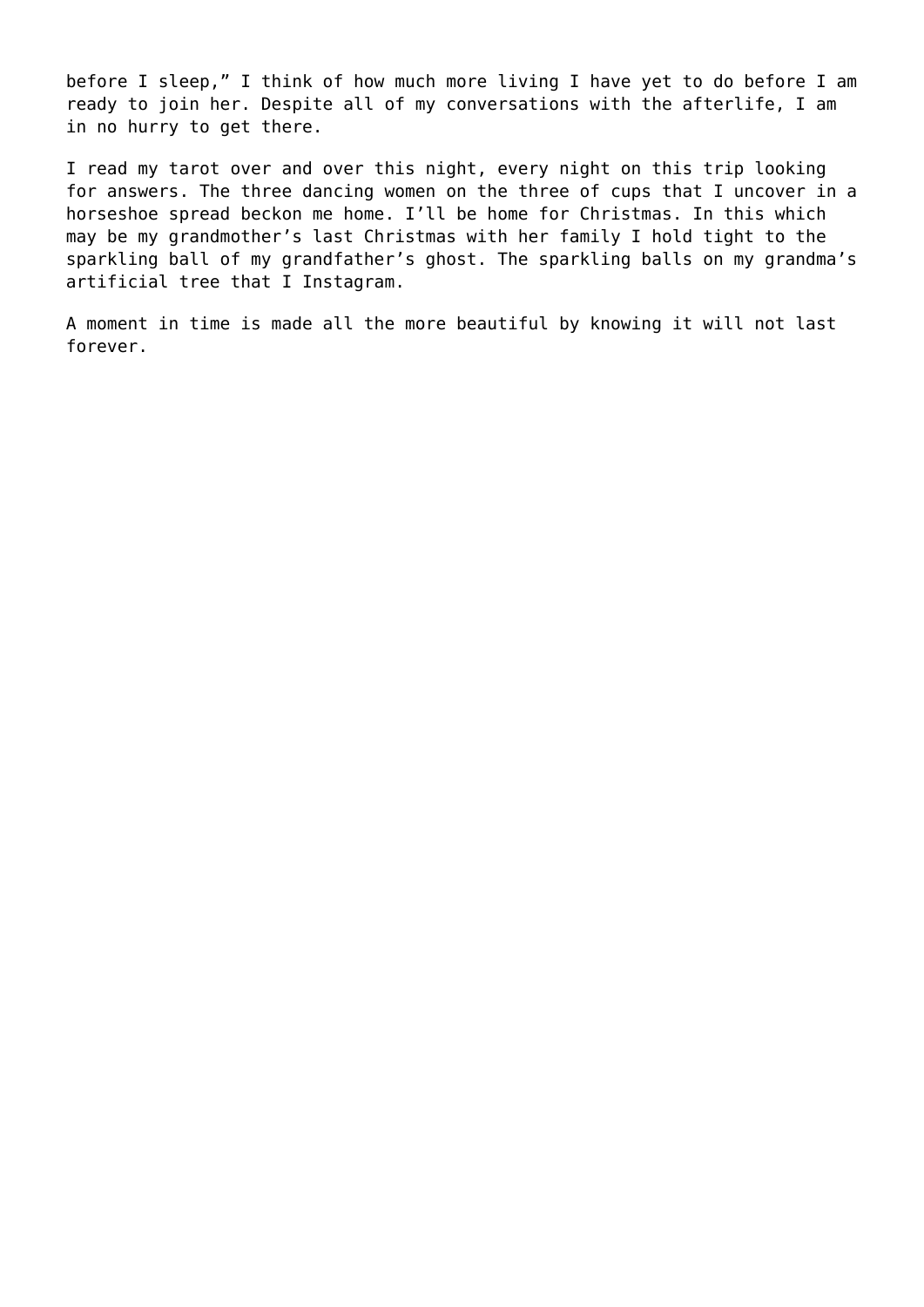before I sleep," I think of how much more living I have yet to do before I am ready to join her. Despite all of my conversations with the afterlife, I am in no hurry to get there.

I read my tarot over and over this night, every night on this trip looking for answers. The three dancing women on the three of cups that I uncover in a horseshoe spread beckon me home. I'll be home for Christmas. In this which may be my grandmother's last Christmas with her family I hold tight to the sparkling ball of my grandfather's ghost. The sparkling balls on my grandma's artificial tree that I Instagram.

A moment in time is made all the more beautiful by knowing it will not last forever.